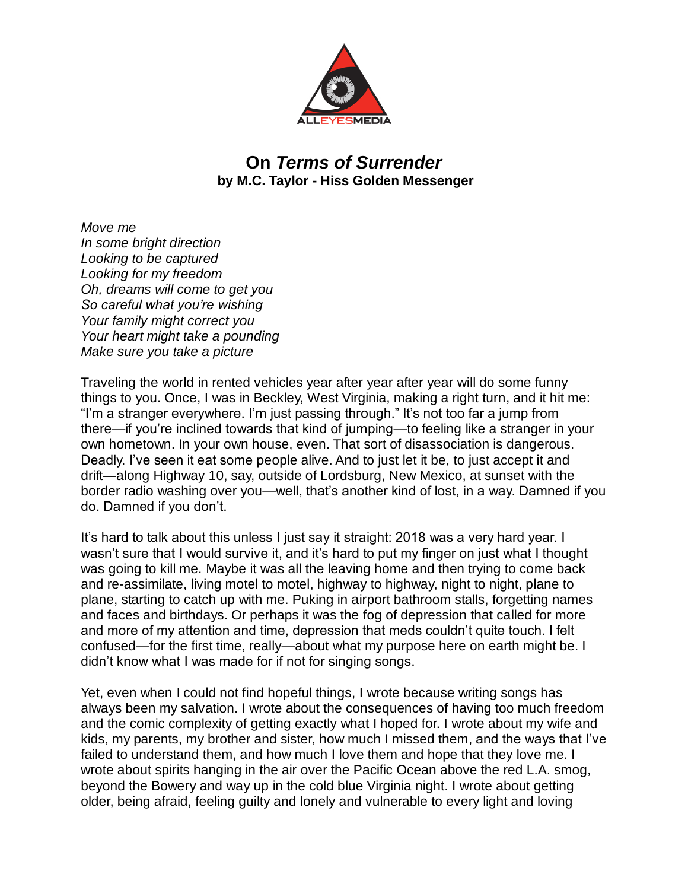ALLEYESMEDIA

# On *Terms of Surrender*

**by M.C. Taylor - Hiss Golden Messenger**

*Move me*
*In some bright direction*
*Looking to be captured*
*Looking for my freedom*
*Oh, dreams will come to get you*
*So careful what you're wishing*
*Your family might correct you*
*Your heart might take a pounding*
*Make sure you take a picture*

Traveling the world in rented vehicles year after year after year will do some funny things to you. Once, I was in Beckley, West Virginia, making a right turn, and it hit me: "I'm a stranger everywhere. I'm just passing through." It's not too far a jump from there—if you're inclined towards that kind of jumping—to feeling like a stranger in your own hometown. In your own house, even. That sort of disassociation is dangerous. Deadly. I've seen it eat some people alive. And to just let it be, to just accept it and drift—along Highway 10, say, outside of Lordsburg, New Mexico, at sunset with the border radio washing over you—well, that's another kind of lost, in a way. Damned if you do. Damned if you don't.

It's hard to talk about this unless I just say it straight: 2018 was a very hard year. I wasn't sure that I would survive it, and it's hard to put my finger on just what I thought was going to kill me. Maybe it was all the leaving home and then trying to come back and re-assimilate, living motel to motel, highway to highway, night to night, plane to plane, starting to catch up with me. Puking in airport bathroom stalls, forgetting names and faces and birthdays. Or perhaps it was the fog of depression that called for more and more of my attention and time, depression that meds couldn't quite touch. I felt confused—for the first time, really—about what my purpose here on earth might be. I didn't know what I was made for if not for singing songs.

Yet, even when I could not find hopeful things, I wrote because writing songs has always been my salvation. I wrote about the consequences of having too much freedom and the comic complexity of getting exactly what I hoped for. I wrote about my wife and kids, my parents, my brother and sister, how much I missed them, and the ways that I've failed to understand them, and how much I love them and hope that they love me. I wrote about spirits hanging in the air over the Pacific Ocean above the red L.A. smog, beyond the Bowery and way up in the cold blue Virginia night. I wrote about getting older, being afraid, feeling guilty and lonely and vulnerable to every light and loving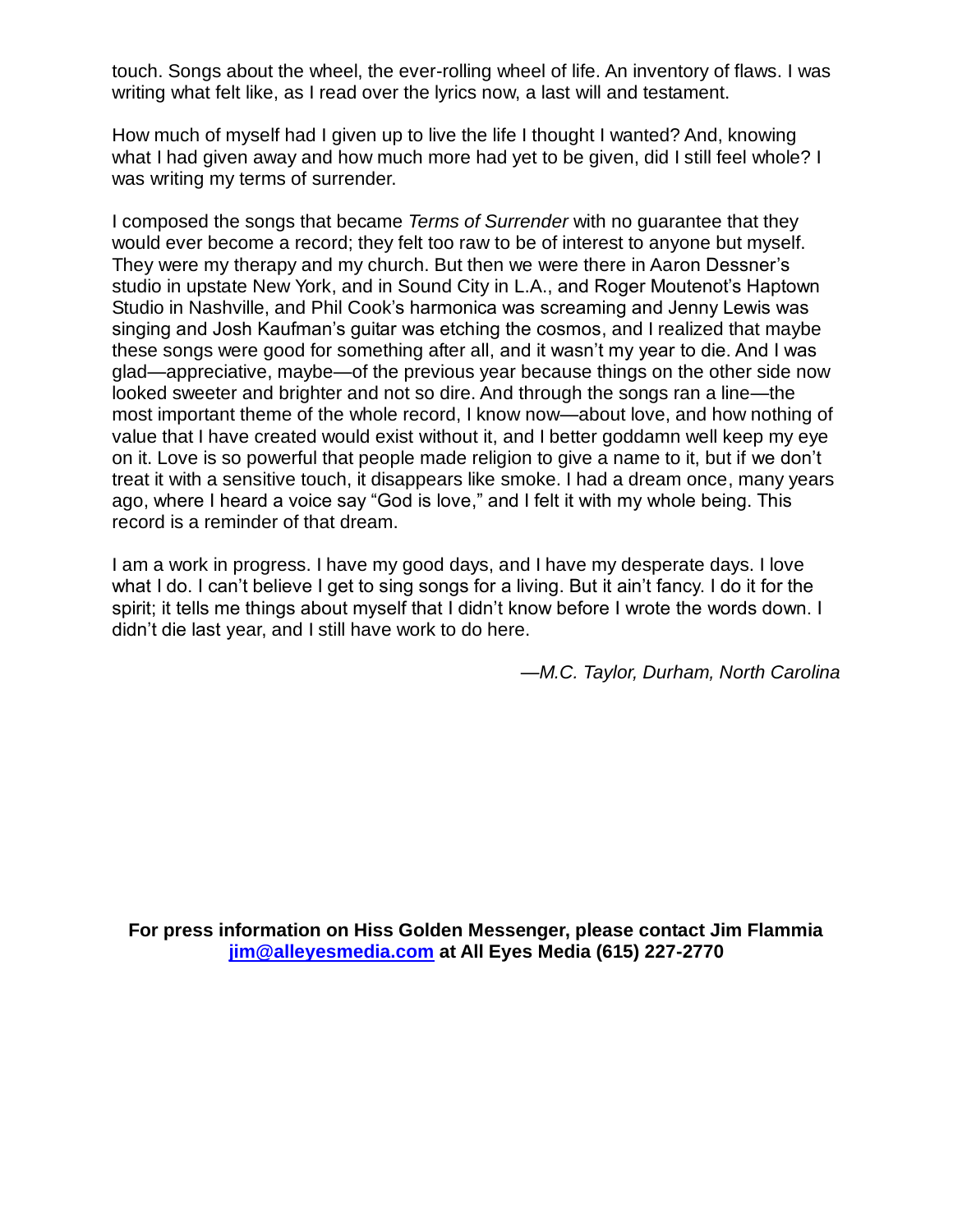touch. Songs about the wheel, the ever-rolling wheel of life. An inventory of flaws. I was writing what felt like, as I read over the lyrics now, a last will and testament.

How much of myself had I given up to live the life I thought I wanted? And, knowing what I had given away and how much more had yet to be given, did I still feel whole? I was writing my terms of surrender.

I composed the songs that became *Terms of Surrender* with no guarantee that they would ever become a record; they felt too raw to be of interest to anyone but myself. They were my therapy and my church. But then we were there in Aaron Dessner's studio in upstate New York, and in Sound City in L.A., and Roger Moutenot's Haptown Studio in Nashville, and Phil Cook's harmonica was screaming and Jenny Lewis was singing and Josh Kaufman's guitar was etching the cosmos, and I realized that maybe these songs were good for something after all, and it wasn't my year to die. And I was glad—appreciative, maybe—of the previous year because things on the other side now looked sweeter and brighter and not so dire. And through the songs ran a line—the most important theme of the whole record, I know now—about love, and how nothing of value that I have created would exist without it, and I better goddamn well keep my eye on it. Love is so powerful that people made religion to give a name to it, but if we don't treat it with a sensitive touch, it disappears like smoke. I had a dream once, many years ago, where I heard a voice say "God is love," and I felt it with my whole being. This record is a reminder of that dream.

I am a work in progress. I have my good days, and I have my desperate days. I love what I do. I can't believe I get to sing songs for a living. But it ain't fancy. I do it for the spirit; it tells me things about myself that I didn't know before I wrote the words down. I didn't die last year, and I still have work to do here.

*—M.C. Taylor, Durham, North Carolina*

**For press information on Hiss Golden Messenger, please contact Jim Flammia [jim@alleyesmedia.com](mailto:jim@alleyesmedia.com) at All Eyes Media (615) 227-2770**